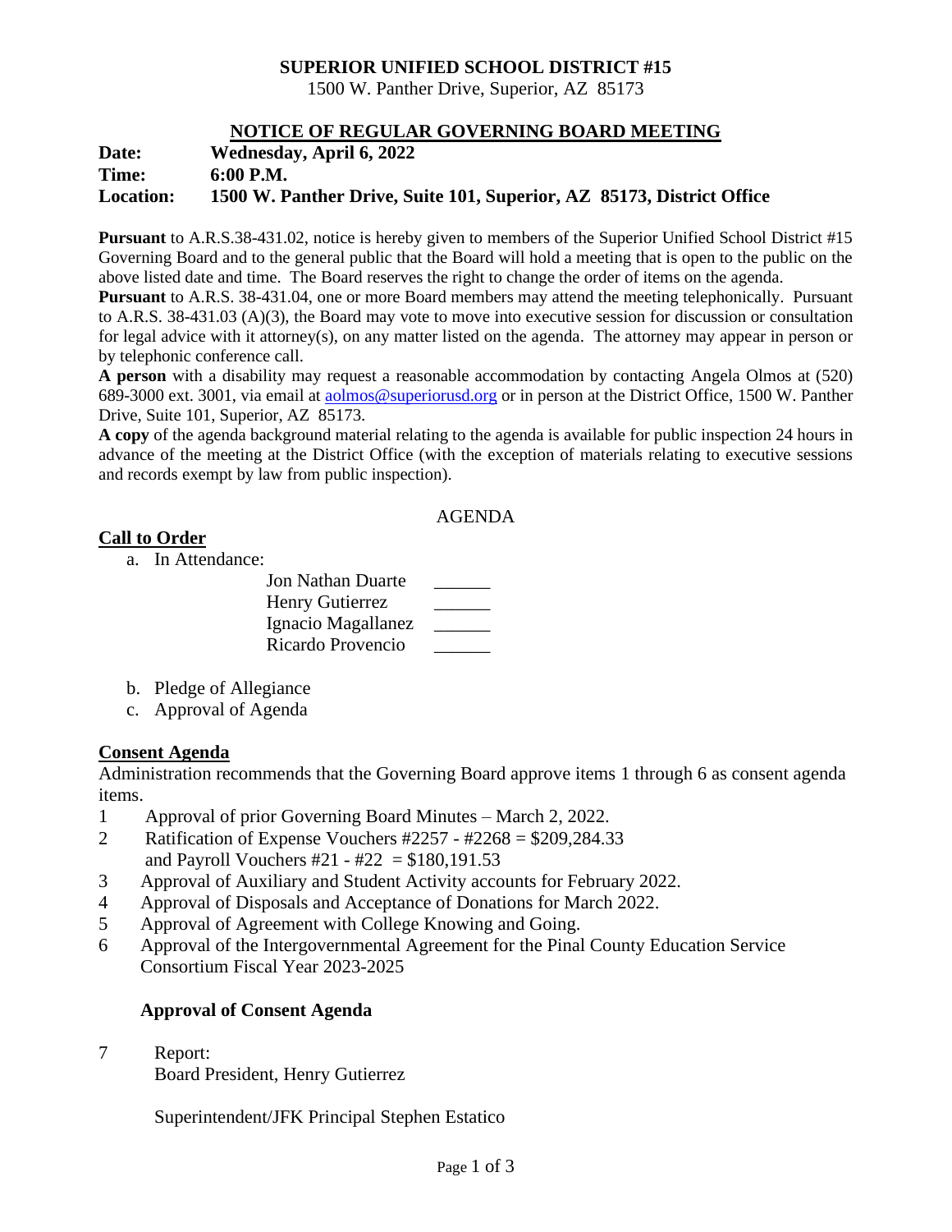# SUPERIOR UNIFIED SCHOOL DISTRICT #15

1500 W. Panther Drive, Superior, AZ 85173

## NOTICE OF REGULAR GOVERNING BOARD MEETING

**Date:** **Wednesday, April 6, 2022**
**Time:** **6:00 P.M.**
**Location:** **1500 W. Panther Drive, Suite 101, Superior, AZ 85173, District Office**

**Pursuant** to A.R.S.38-431.02, notice is hereby given to members of the Superior Unified School District #15 Governing Board and to the general public that the Board will hold a meeting that is open to the public on the above listed date and time. The Board reserves the right to change the order of items on the agenda.

**Pursuant** to A.R.S. 38-431.04, one or more Board members may attend the meeting telephonically. Pursuant to A.R.S. 38-431.03 (A)(3), the Board may vote to move into executive session for discussion or consultation for legal advice with it attorney(s), on any matter listed on the agenda. The attorney may appear in person or by telephonic conference call.

**A person** with a disability may request a reasonable accommodation by contacting Angela Olmos at (520) 689-3000 ext. 3001, via email at aolmos@superiorusd.org or in person at the District Office, 1500 W. Panther Drive, Suite 101, Superior, AZ 85173.

**A copy** of the agenda background material relating to the agenda is available for public inspection 24 hours in advance of the meeting at the District Office (with the exception of materials relating to executive sessions and records exempt by law from public inspection).

AGENDA

### Call to Order

a. In Attendance:

| | |
|---|---|
| Jon Nathan Duarte | ______ |
| Henry Gutierrez | ______ |
| Ignacio Magallanez | ______ |
| Ricardo Provencio | ______ |

b. Pledge of Allegiance
c. Approval of Agenda

### Consent Agenda

Administration recommends that the Governing Board approve items 1 through 6 as consent agenda items.

1 Approval of prior Governing Board Minutes – March 2, 2022.
2 Ratification of Expense Vouchers #2257 - #2268 = $209,284.33 and Payroll Vouchers #21 - #22 = $180,191.53
3 Approval of Auxiliary and Student Activity accounts for February 2022.
4 Approval of Disposals and Acceptance of Donations for March 2022.
5 Approval of Agreement with College Knowing and Going.
6 Approval of the Intergovernmental Agreement for the Pinal County Education Service Consortium Fiscal Year 2023-2025

**Approval of Consent Agenda**

7 Report:
Board President, Henry Gutierrez

Superintendent/JFK Principal Stephen Estatico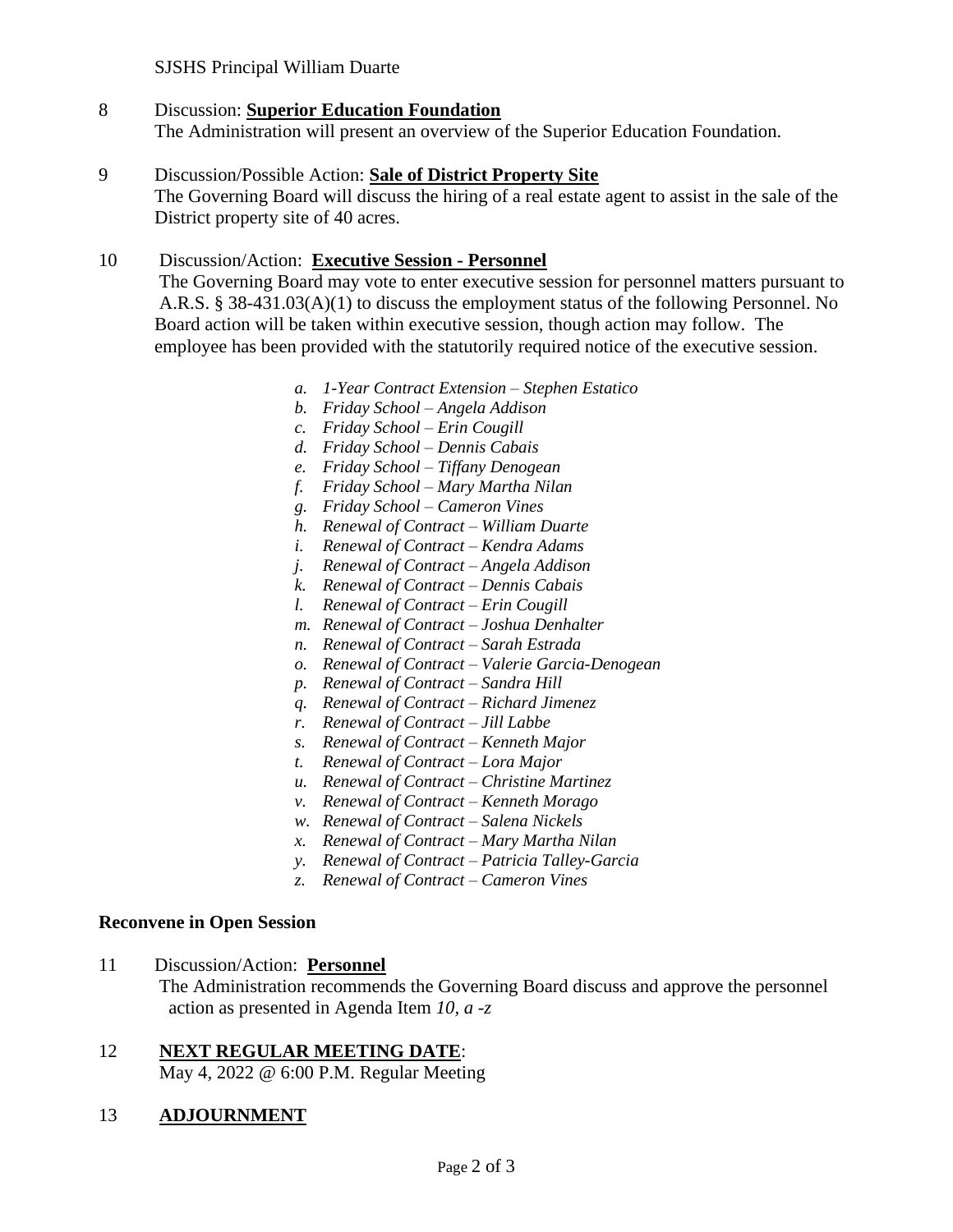SJSHS Principal William Duarte

8 Discussion: **Superior Education Foundation**
The Administration will present an overview of the Superior Education Foundation.

9 Discussion/Possible Action: **Sale of District Property Site**
The Governing Board will discuss the hiring of a real estate agent to assist in the sale of the District property site of 40 acres.

10 Discussion/Action: **Executive Session - Personnel**
The Governing Board may vote to enter executive session for personnel matters pursuant to A.R.S. § 38-431.03(A)(1) to discuss the employment status of the following Personnel. No Board action will be taken within executive session, though action may follow. The employee has been provided with the statutorily required notice of the executive session.

a. *1-Year Contract Extension – Stephen Estatico*
b. *Friday School – Angela Addison*
c. *Friday School – Erin Cougill*
d. *Friday School – Dennis Cabais*
e. *Friday School – Tiffany Denogean*
f. *Friday School – Mary Martha Nilan*
g. *Friday School – Cameron Vines*
h. *Renewal of Contract – William Duarte*
i. *Renewal of Contract – Kendra Adams*
j. *Renewal of Contract – Angela Addison*
k. *Renewal of Contract – Dennis Cabais*
l. *Renewal of Contract – Erin Cougill*
m. *Renewal of Contract – Joshua Denhalter*
n. *Renewal of Contract – Sarah Estrada*
o. *Renewal of Contract – Valerie Garcia-Denogean*
p. *Renewal of Contract – Sandra Hill*
q. *Renewal of Contract – Richard Jimenez*
r. *Renewal of Contract – Jill Labbe*
s. *Renewal of Contract – Kenneth Major*
t. *Renewal of Contract – Lora Major*
u. *Renewal of Contract – Christine Martinez*
v. *Renewal of Contract – Kenneth Morago*
w. *Renewal of Contract – Salena Nickels*
x. *Renewal of Contract – Mary Martha Nilan*
y. *Renewal of Contract – Patricia Talley-Garcia*
z. *Renewal of Contract – Cameron Vines*

**Reconvene in Open Session**

11 Discussion/Action: **Personnel**
The Administration recommends the Governing Board discuss and approve the personnel action as presented in Agenda Item *10, a -z*

12 **NEXT REGULAR MEETING DATE**:
May 4, 2022 @ 6:00 P.M. Regular Meeting

13 **ADJOURNMENT**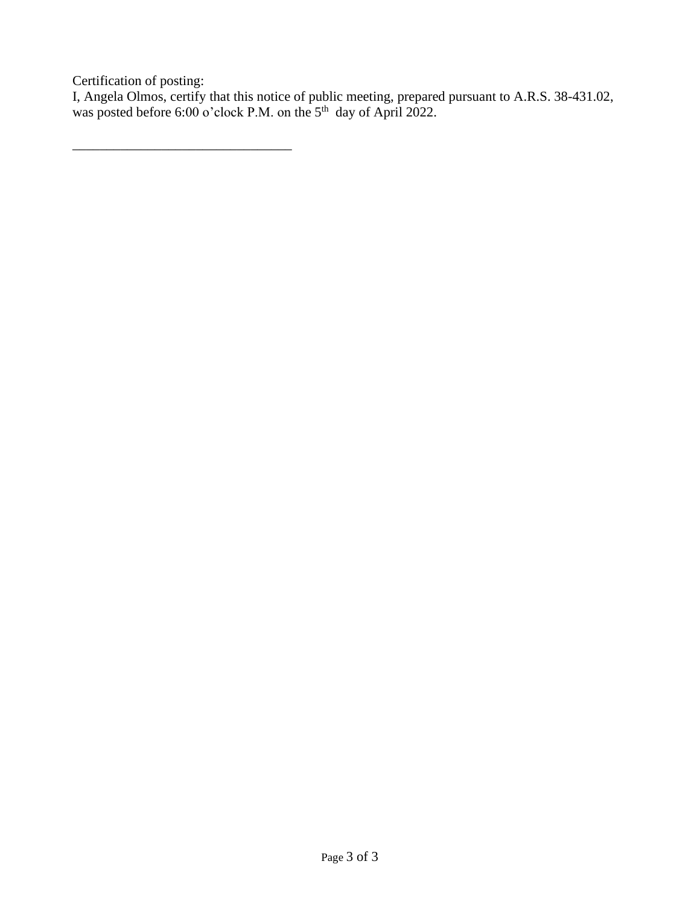Certification of posting:
I, Angela Olmos, certify that this notice of public meeting, prepared pursuant to A.R.S. 38-431.02, was posted before 6:00 o'clock P.M. on the 5th day of April 2022.

________________________________